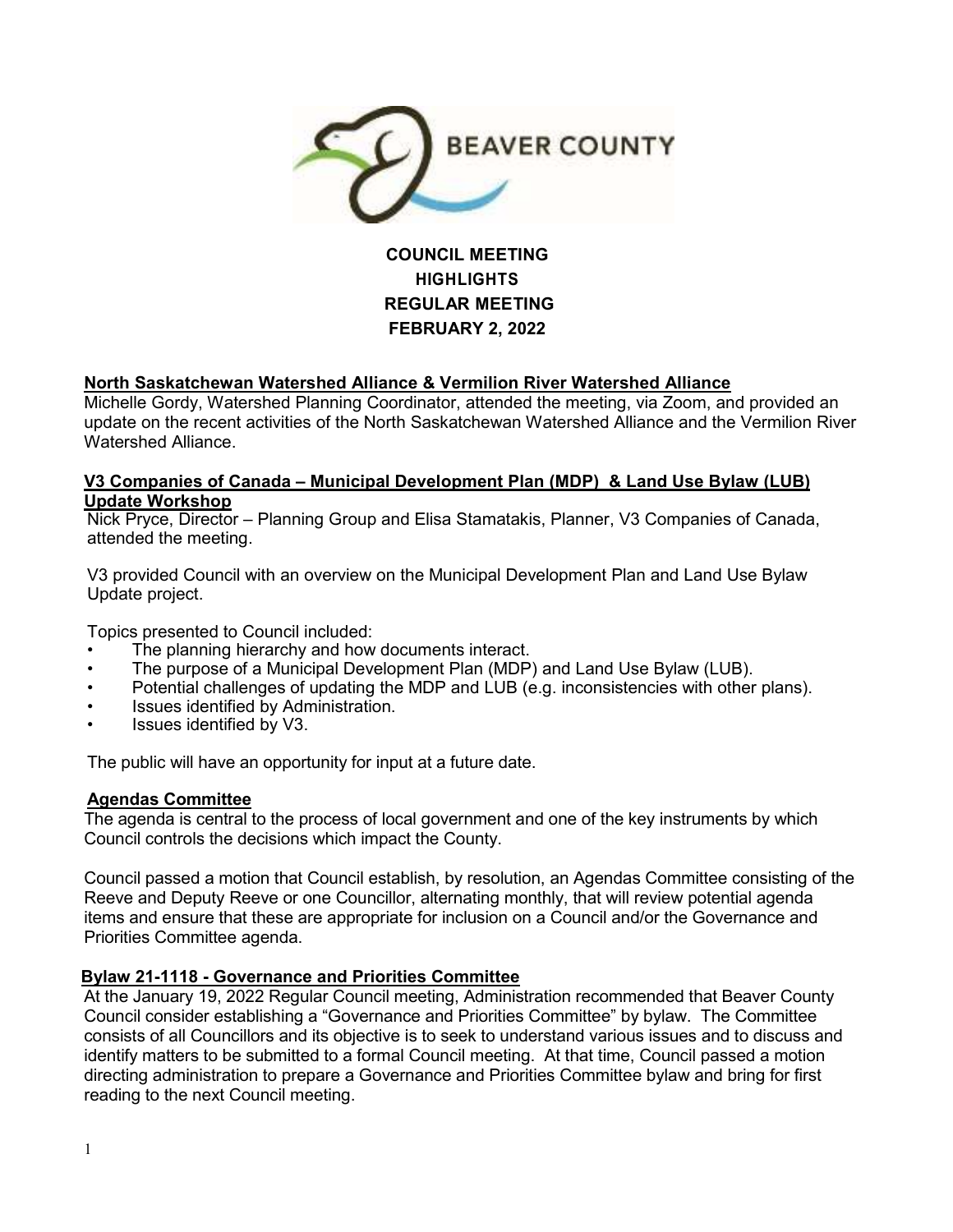BEAVER COUNTY

# COUNCIL MEETING HIGHLIGHTS REGULAR MEETING FEBRUARY 2, 2022

## North Saskatchewan Watershed Alliance & Vermilion River Watershed Alliance

Michelle Gordy, Watershed Planning Coordinator, attended the meeting, via Zoom, and provided an update on the recent activities of the North Saskatchewan Watershed Alliance and the Vermilion River Watershed Alliance.

## V3 Companies of Canada – Municipal Development Plan (MDP) & Land Use Bylaw (LUB) Update Workshop

Nick Pryce, Director – Planning Group and Elisa Stamatakis, Planner, V3 Companies of Canada, attended the meeting.

V3 provided Council with an overview on the Municipal Development Plan and Land Use Bylaw Update project.

Topics presented to Council included:

- The planning hierarchy and how documents interact.
- The purpose of a Municipal Development Plan (MDP) and Land Use Bylaw (LUB).
- Potential challenges of updating the MDP and LUB (e.g. inconsistencies with other plans).
- Issues identified by Administration.
- Issues identified by V3.

The public will have an opportunity for input at a future date.

## Agendas Committee

The agenda is central to the process of local government and one of the key instruments by which Council controls the decisions which impact the County.

Council passed a motion that Council establish, by resolution, an Agendas Committee consisting of the Reeve and Deputy Reeve or one Councillor, alternating monthly, that will review potential agenda items and ensure that these are appropriate for inclusion on a Council and/or the Governance and Priorities Committee agenda.

## Bylaw 21-1118 - Governance and Priorities Committee

At the January 19, 2022 Regular Council meeting, Administration recommended that Beaver County Council consider establishing a "Governance and Priorities Committee" by bylaw. The Committee consists of all Councillors and its objective is to seek to understand various issues and to discuss and identify matters to be submitted to a formal Council meeting. At that time, Council passed a motion directing administration to prepare a Governance and Priorities Committee bylaw and bring for first reading to the next Council meeting.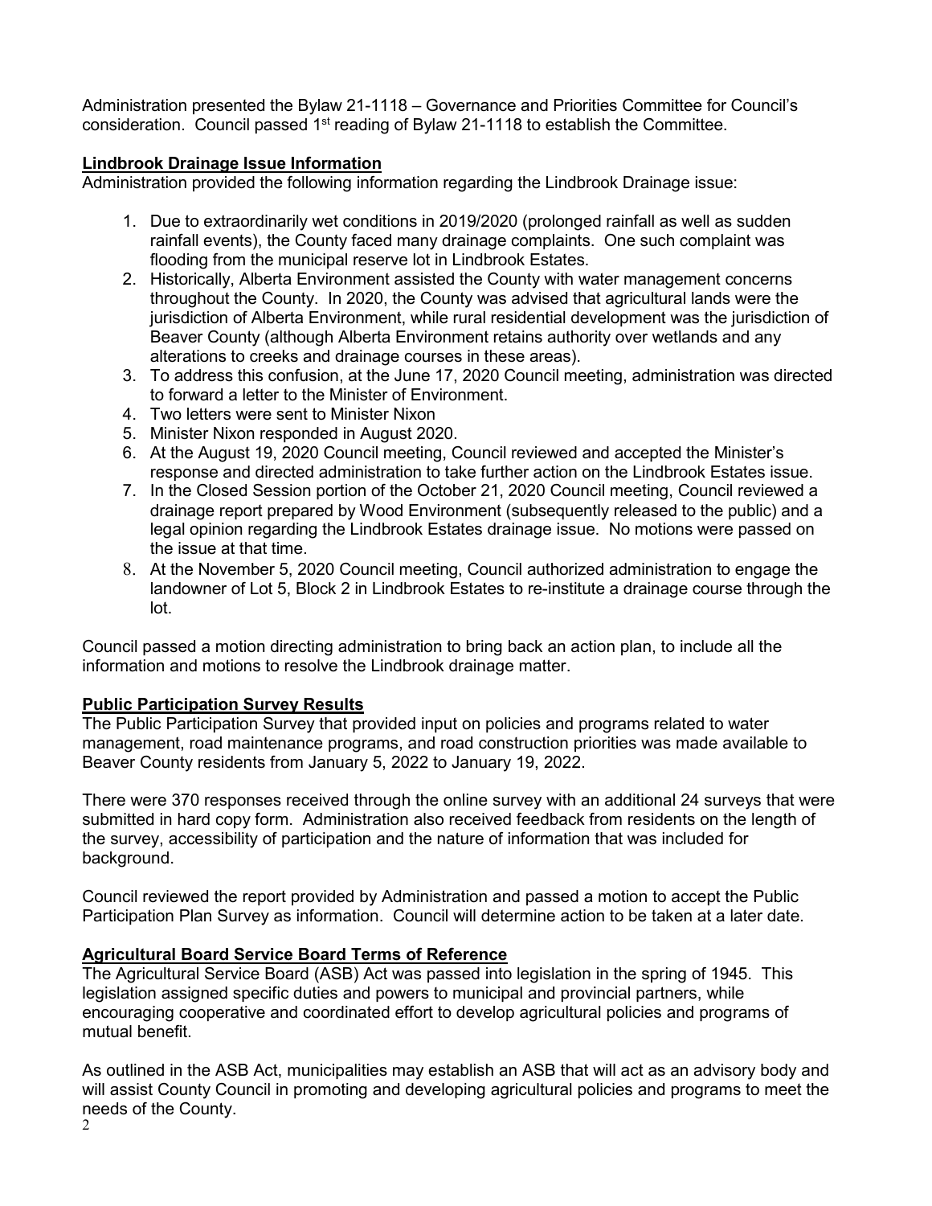Administration presented the Bylaw 21-1118 – Governance and Priorities Committee for Council's consideration. Council passed 1st reading of Bylaw 21-1118 to establish the Committee.

## Lindbrook Drainage Issue Information

Administration provided the following information regarding the Lindbrook Drainage issue:

1. Due to extraordinarily wet conditions in 2019/2020 (prolonged rainfall as well as sudden rainfall events), the County faced many drainage complaints. One such complaint was flooding from the municipal reserve lot in Lindbrook Estates.
2. Historically, Alberta Environment assisted the County with water management concerns throughout the County. In 2020, the County was advised that agricultural lands were the jurisdiction of Alberta Environment, while rural residential development was the jurisdiction of Beaver County (although Alberta Environment retains authority over wetlands and any alterations to creeks and drainage courses in these areas).
3. To address this confusion, at the June 17, 2020 Council meeting, administration was directed to forward a letter to the Minister of Environment.
4. Two letters were sent to Minister Nixon
5. Minister Nixon responded in August 2020.
6. At the August 19, 2020 Council meeting, Council reviewed and accepted the Minister's response and directed administration to take further action on the Lindbrook Estates issue.
7. In the Closed Session portion of the October 21, 2020 Council meeting, Council reviewed a drainage report prepared by Wood Environment (subsequently released to the public) and a legal opinion regarding the Lindbrook Estates drainage issue. No motions were passed on the issue at that time.
8. At the November 5, 2020 Council meeting, Council authorized administration to engage the landowner of Lot 5, Block 2 in Lindbrook Estates to re-institute a drainage course through the lot.

Council passed a motion directing administration to bring back an action plan, to include all the information and motions to resolve the Lindbrook drainage matter.

## Public Participation Survey Results

The Public Participation Survey that provided input on policies and programs related to water management, road maintenance programs, and road construction priorities was made available to Beaver County residents from January 5, 2022 to January 19, 2022.

There were 370 responses received through the online survey with an additional 24 surveys that were submitted in hard copy form. Administration also received feedback from residents on the length of the survey, accessibility of participation and the nature of information that was included for background.

Council reviewed the report provided by Administration and passed a motion to accept the Public Participation Plan Survey as information. Council will determine action to be taken at a later date.

## Agricultural Board Service Board Terms of Reference

The Agricultural Service Board (ASB) Act was passed into legislation in the spring of 1945. This legislation assigned specific duties and powers to municipal and provincial partners, while encouraging cooperative and coordinated effort to develop agricultural policies and programs of mutual benefit.

As outlined in the ASB Act, municipalities may establish an ASB that will act as an advisory body and will assist County Council in promoting and developing agricultural policies and programs to meet the needs of the County.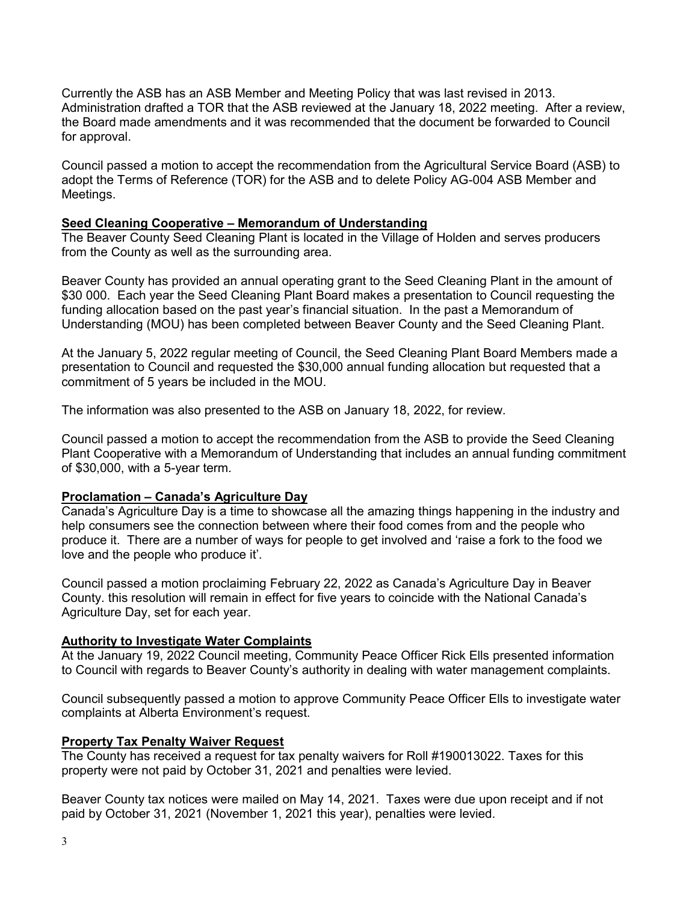Currently the ASB has an ASB Member and Meeting Policy that was last revised in 2013. Administration drafted a TOR that the ASB reviewed at the January 18, 2022 meeting. After a review, the Board made amendments and it was recommended that the document be forwarded to Council for approval.

Council passed a motion to accept the recommendation from the Agricultural Service Board (ASB) to adopt the Terms of Reference (TOR) for the ASB and to delete Policy AG-004 ASB Member and Meetings.

## Seed Cleaning Cooperative – Memorandum of Understanding

The Beaver County Seed Cleaning Plant is located in the Village of Holden and serves producers from the County as well as the surrounding area.

Beaver County has provided an annual operating grant to the Seed Cleaning Plant in the amount of $30 000. Each year the Seed Cleaning Plant Board makes a presentation to Council requesting the funding allocation based on the past year's financial situation. In the past a Memorandum of Understanding (MOU) has been completed between Beaver County and the Seed Cleaning Plant.

At the January 5, 2022 regular meeting of Council, the Seed Cleaning Plant Board Members made a presentation to Council and requested the $30,000 annual funding allocation but requested that a commitment of 5 years be included in the MOU.

The information was also presented to the ASB on January 18, 2022, for review.

Council passed a motion to accept the recommendation from the ASB to provide the Seed Cleaning Plant Cooperative with a Memorandum of Understanding that includes an annual funding commitment of $30,000, with a 5-year term.

## Proclamation – Canada's Agriculture Day

Canada's Agriculture Day is a time to showcase all the amazing things happening in the industry and help consumers see the connection between where their food comes from and the people who produce it. There are a number of ways for people to get involved and 'raise a fork to the food we love and the people who produce it'.

Council passed a motion proclaiming February 22, 2022 as Canada's Agriculture Day in Beaver County. this resolution will remain in effect for five years to coincide with the National Canada's Agriculture Day, set for each year.

## Authority to Investigate Water Complaints

At the January 19, 2022 Council meeting, Community Peace Officer Rick Ells presented information to Council with regards to Beaver County's authority in dealing with water management complaints.

Council subsequently passed a motion to approve Community Peace Officer Ells to investigate water complaints at Alberta Environment's request.

## Property Tax Penalty Waiver Request

The County has received a request for tax penalty waivers for Roll #190013022. Taxes for this property were not paid by October 31, 2021 and penalties were levied.

Beaver County tax notices were mailed on May 14, 2021. Taxes were due upon receipt and if not paid by October 31, 2021 (November 1, 2021 this year), penalties were levied.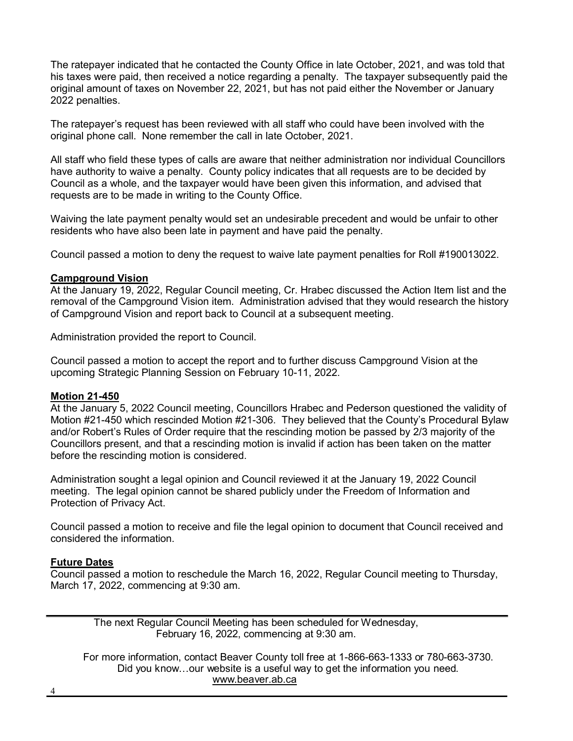The ratepayer indicated that he contacted the County Office in late October, 2021, and was told that his taxes were paid, then received a notice regarding a penalty. The taxpayer subsequently paid the original amount of taxes on November 22, 2021, but has not paid either the November or January 2022 penalties.

The ratepayer's request has been reviewed with all staff who could have been involved with the original phone call. None remember the call in late October, 2021.

All staff who field these types of calls are aware that neither administration nor individual Councillors have authority to waive a penalty. County policy indicates that all requests are to be decided by Council as a whole, and the taxpayer would have been given this information, and advised that requests are to be made in writing to the County Office.

Waiving the late payment penalty would set an undesirable precedent and would be unfair to other residents who have also been late in payment and have paid the penalty.

Council passed a motion to deny the request to waive late payment penalties for Roll #190013022.

## Campground Vision

At the January 19, 2022, Regular Council meeting, Cr. Hrabec discussed the Action Item list and the removal of the Campground Vision item. Administration advised that they would research the history of Campground Vision and report back to Council at a subsequent meeting.

Administration provided the report to Council.

Council passed a motion to accept the report and to further discuss Campground Vision at the upcoming Strategic Planning Session on February 10-11, 2022.

## Motion 21-450

At the January 5, 2022 Council meeting, Councillors Hrabec and Pederson questioned the validity of Motion #21-450 which rescinded Motion #21-306. They believed that the County's Procedural Bylaw and/or Robert's Rules of Order require that the rescinding motion be passed by 2/3 majority of the Councillors present, and that a rescinding motion is invalid if action has been taken on the matter before the rescinding motion is considered.

Administration sought a legal opinion and Council reviewed it at the January 19, 2022 Council meeting. The legal opinion cannot be shared publicly under the Freedom of Information and Protection of Privacy Act.

Council passed a motion to receive and file the legal opinion to document that Council received and considered the information.

## Future Dates

Council passed a motion to reschedule the March 16, 2022, Regular Council meeting to Thursday, March 17, 2022, commencing at 9:30 am.

---

The next Regular Council Meeting has been scheduled for Wednesday, February 16, 2022, commencing at 9:30 am.

For more information, contact Beaver County toll free at 1-866-663-1333 or 780-663-3730. Did you know…our website is a useful way to get the information you need. www.beaver.ab.ca